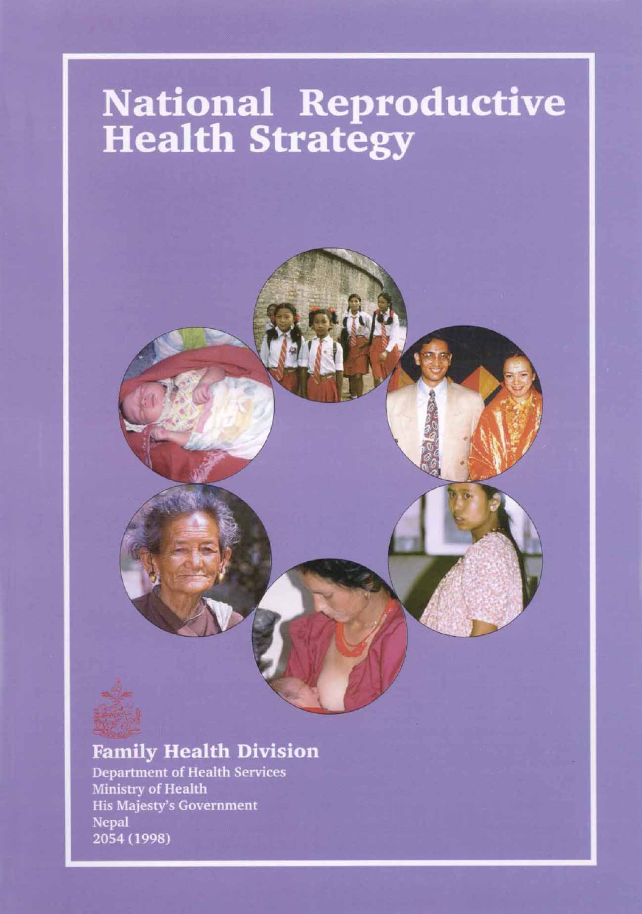# National Reproductive Health Strategy

**Family Health Division**

Department of Health Services
Ministry of Health
His Majesty's Government
Nepal
2054 (1998)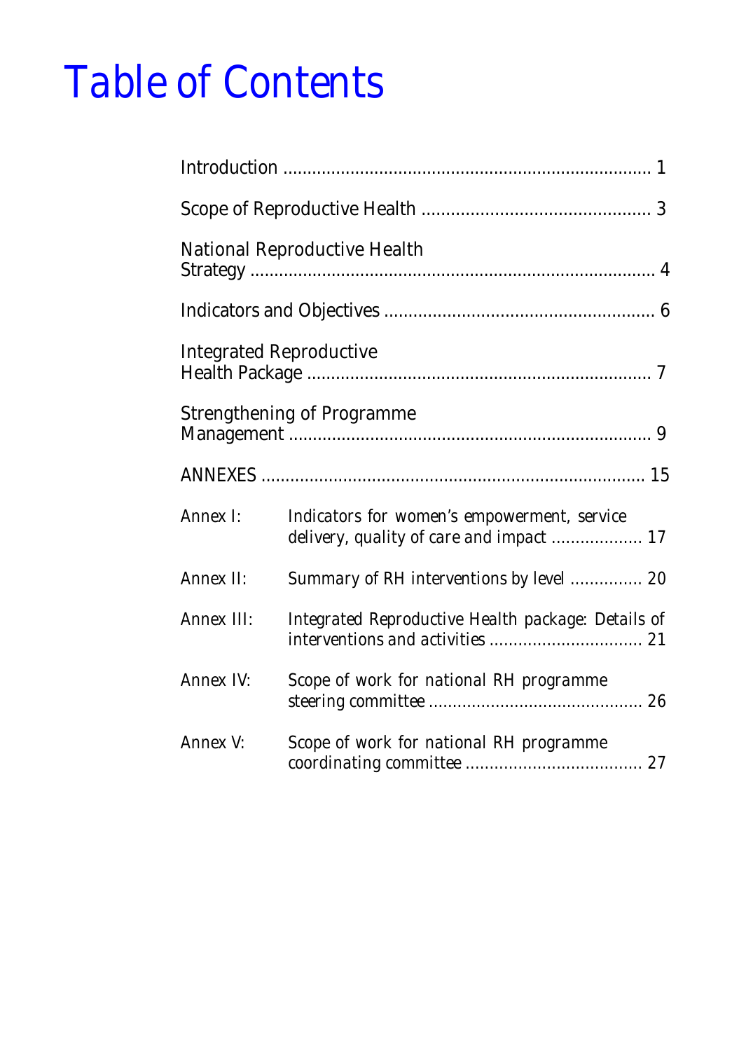# Table of Contents

Introduction ........................................................................... 1

Scope of Reproductive Health .............................................. 3

National Reproductive Health Strategy .................................................................................. 4

Indicators and Objectives ....................................................... 6

Integrated Reproductive Health Package ...................................................................... 7

Strengthening of Programme Management .......................................................................... 9

ANNEXES ............................................................................... 15

| | |
|---|---|
| *Annex I:* | *Indicators for women's empowerment, service delivery, quality of care and impact ................... 17* |
| *Annex II:* | *Summary of RH interventions by level ............... 20* |
| *Annex III:* | *Integrated Reproductive Health package: Details of interventions and activities ................................ 21* |
| *Annex IV:* | *Scope of work for national RH programme steering committee ............................................ 26* |
| *Annex V:* | *Scope of work for national RH programme coordinating committee ..................................... 27* |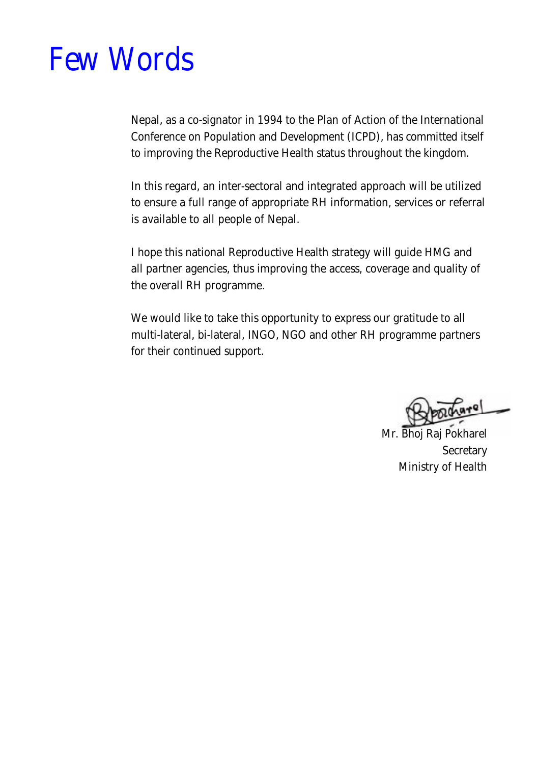# Few Words

Nepal, as a co-signator in 1994 to the Plan of Action of the International Conference on Population and Development (ICPD), has committed itself to improving the Reproductive Health status throughout the kingdom.

In this regard, an inter-sectoral and integrated approach will be utilized to ensure a full range of appropriate RH information, services or referral is available to all people of Nepal.

I hope this national Reproductive Health strategy will guide HMG and all partner agencies, thus improving the access, coverage and quality of the overall RH programme.

We would like to take this opportunity to express our gratitude to all multi-lateral, bi-lateral, INGO, NGO and other RH programme partners for their continued support.

Mr. Bhoj Raj Pokharel
Secretary
Ministry of Health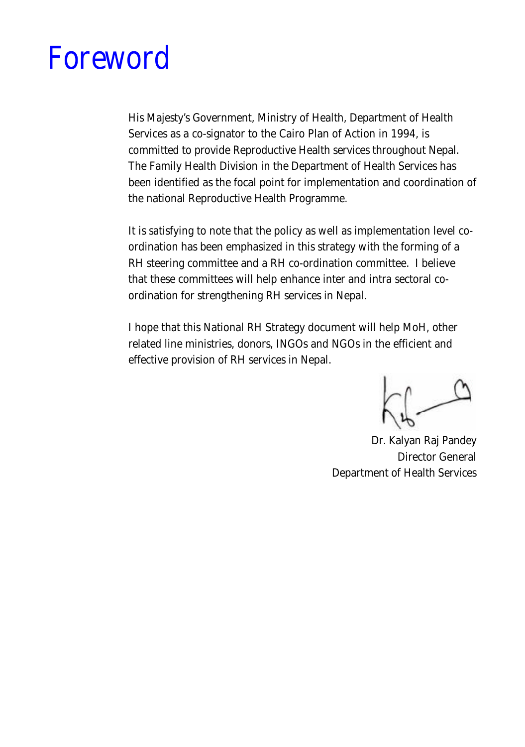# Foreword

His Majesty's Government, Ministry of Health, Department of Health Services as a co-signator to the Cairo Plan of Action in 1994, is committed to provide Reproductive Health services throughout Nepal. The Family Health Division in the Department of Health Services has been identified as the focal point for implementation and coordination of the national Reproductive Health Programme.

It is satisfying to note that the policy as well as implementation level co-ordination has been emphasized in this strategy with the forming of a RH steering committee and a RH co-ordination committee. I believe that these committees will help enhance inter and intra sectoral co-ordination for strengthening RH services in Nepal.

I hope that this National RH Strategy document will help MoH, other related line ministries, donors, INGOs and NGOs in the efficient and effective provision of RH services in Nepal.

Dr. Kalyan Raj Pandey
Director General
Department of Health Services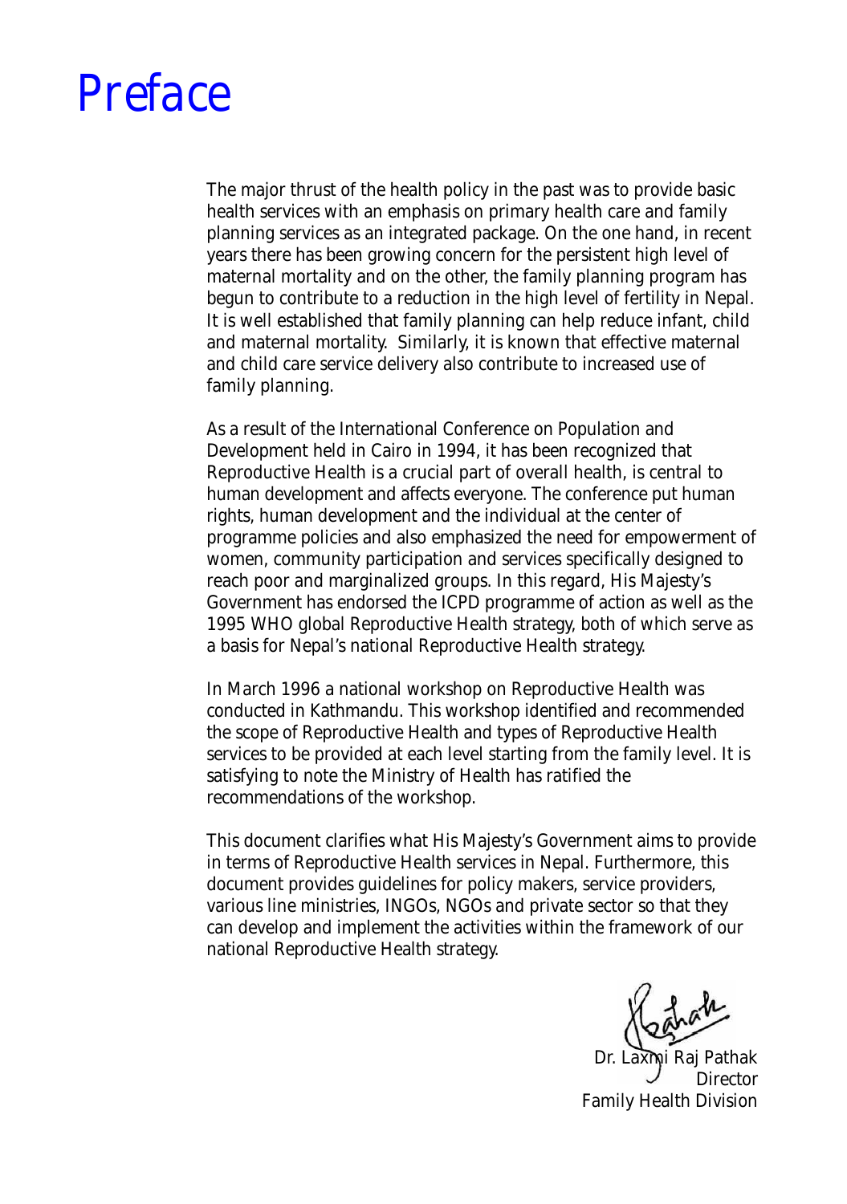# Preface

The major thrust of the health policy in the past was to provide basic health services with an emphasis on primary health care and family planning services as an integrated package. On the one hand, in recent years there has been growing concern for the persistent high level of maternal mortality and on the other, the family planning program has begun to contribute to a reduction in the high level of fertility in Nepal. It is well established that family planning can help reduce infant, child and maternal mortality. Similarly, it is known that effective maternal and child care service delivery also contribute to increased use of family planning.

As a result of the International Conference on Population and Development held in Cairo in 1994, it has been recognized that Reproductive Health is a crucial part of overall health, is central to human development and affects everyone. The conference put human rights, human development and the individual at the center of programme policies and also emphasized the need for empowerment of women, community participation and services specifically designed to reach poor and marginalized groups. In this regard, His Majesty's Government has endorsed the ICPD programme of action as well as the 1995 WHO global Reproductive Health strategy, both of which serve as a basis for Nepal's national Reproductive Health strategy.

In March 1996 a national workshop on Reproductive Health was conducted in Kathmandu. This workshop identified and recommended the scope of Reproductive Health and types of Reproductive Health services to be provided at each level starting from the family level. It is satisfying to note the Ministry of Health has ratified the recommendations of the workshop.

This document clarifies what His Majesty's Government aims to provide in terms of Reproductive Health services in Nepal. Furthermore, this document provides guidelines for policy makers, service providers, various line ministries, INGOs, NGOs and private sector so that they can develop and implement the activities within the framework of our national Reproductive Health strategy.

Dr. Laxmi Raj Pathak
Director
Family Health Division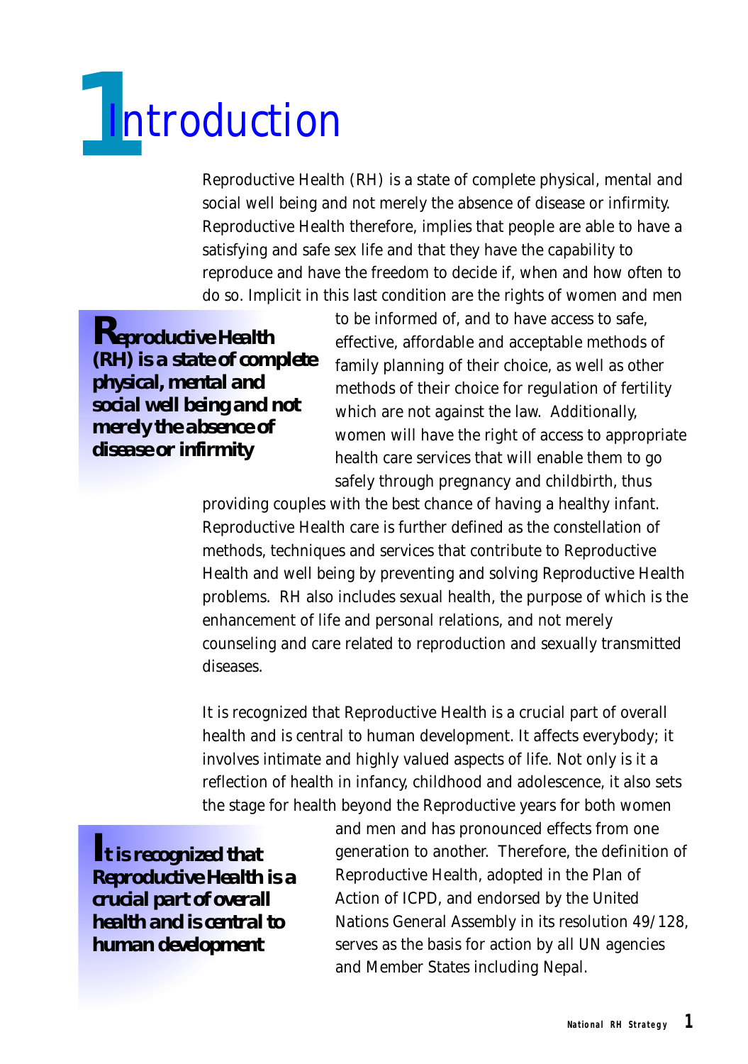# 1 Introduction

Reproductive Health (RH) is a state of complete physical, mental and social well being and not merely the absence of disease or infirmity. Reproductive Health therefore, implies that people are able to have a satisfying and safe sex life and that they have the capability to reproduce and have the freedom to decide if, when and how often to do so. Implicit in this last condition are the rights of women and men to be informed of, and to have access to safe, effective, affordable and acceptable methods of family planning of their choice, as well as other methods of their choice for regulation of fertility which are not against the law. Additionally, women will have the right of access to appropriate health care services that will enable them to go safely through pregnancy and childbirth, thus providing couples with the best chance of having a healthy infant. Reproductive Health care is further defined as the constellation of methods, techniques and services that contribute to Reproductive Health and well being by preventing and solving Reproductive Health problems. RH also includes sexual health, the purpose of which is the enhancement of life and personal relations, and not merely counseling and care related to reproduction and sexually transmitted diseases.

> **Reproductive Health (RH) is a state of complete physical, mental and social well being and not merely the absence of disease or infirmity**

It is recognized that Reproductive Health is a crucial part of overall health and is central to human development. It affects everybody; it involves intimate and highly valued aspects of life. Not only is it a reflection of health in infancy, childhood and adolescence, it also sets the stage for health beyond the Reproductive years for both women and men and has pronounced effects from one generation to another. Therefore, the definition of Reproductive Health, adopted in the Plan of Action of ICPD, and endorsed by the United Nations General Assembly in its resolution 49/128, serves as the basis for action by all UN agencies and Member States including Nepal.

> **It is recognized that Reproductive Health is a crucial part of overall health and is central to human development**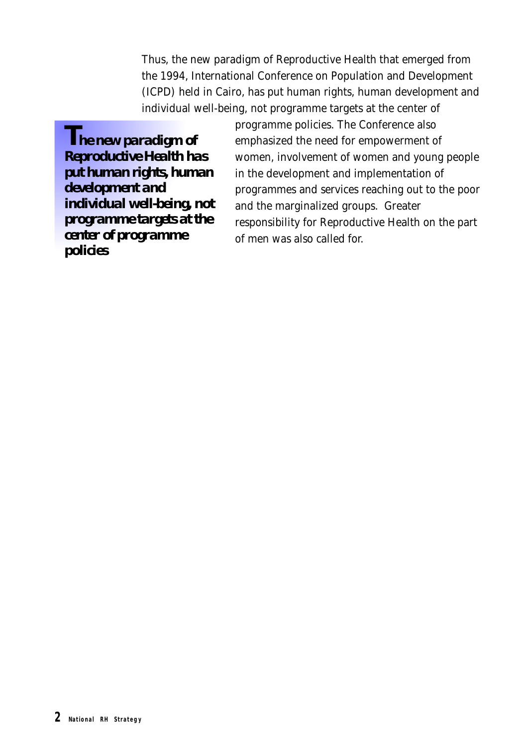Thus, the new paradigm of Reproductive Health that emerged from the 1994, International Conference on Population and Development (ICPD) held in Cairo, has put human rights, human development and individual well-being, not programme targets at the center of programme policies. The Conference also emphasized the need for empowerment of women, involvement of women and young people in the development and implementation of programmes and services reaching out to the poor and the marginalized groups. Greater responsibility for Reproductive Health on the part of men was also called for.

> **The new paradigm of Reproductive Health has put human rights, human development and individual well-being, not programme targets at the center of programme policies**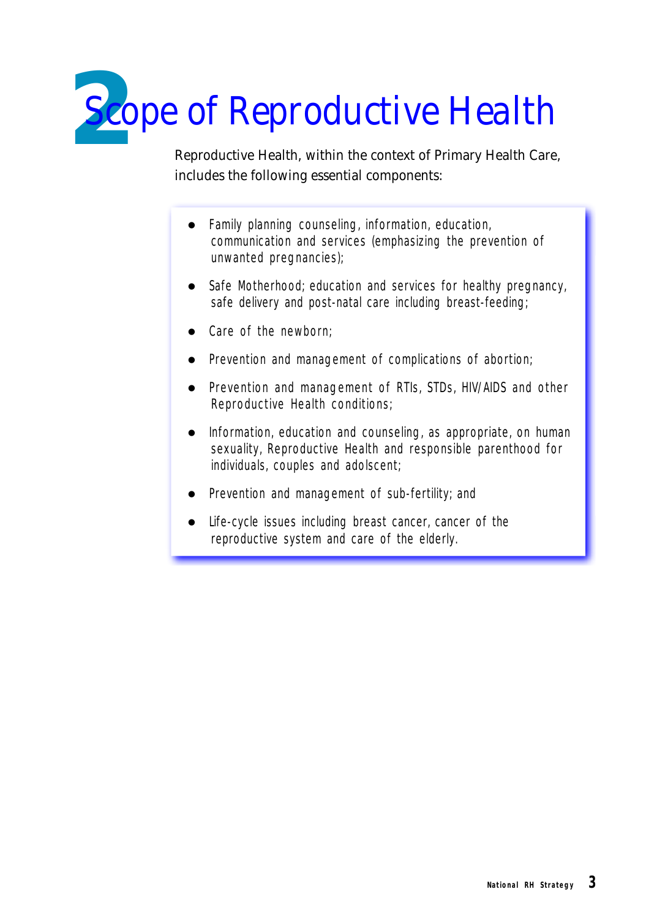# 2 Scope of Reproductive Health

Reproductive Health, within the context of Primary Health Care, includes the following essential components:

- Family planning counseling, information, education, communication and services (emphasizing the prevention of unwanted pregnancies);
- Safe Motherhood; education and services for healthy pregnancy, safe delivery and post-natal care including breast-feeding;
- Care of the newborn;
- Prevention and management of complications of abortion;
- Prevention and management of RTIs, STDs, HIV/AIDS and other Reproductive Health conditions;
- Information, education and counseling, as appropriate, on human sexuality, Reproductive Health and responsible parenthood for individuals, couples and adolscent;
- Prevention and management of sub-fertility; and
- Life-cycle issues including breast cancer, cancer of the reproductive system and care of the elderly.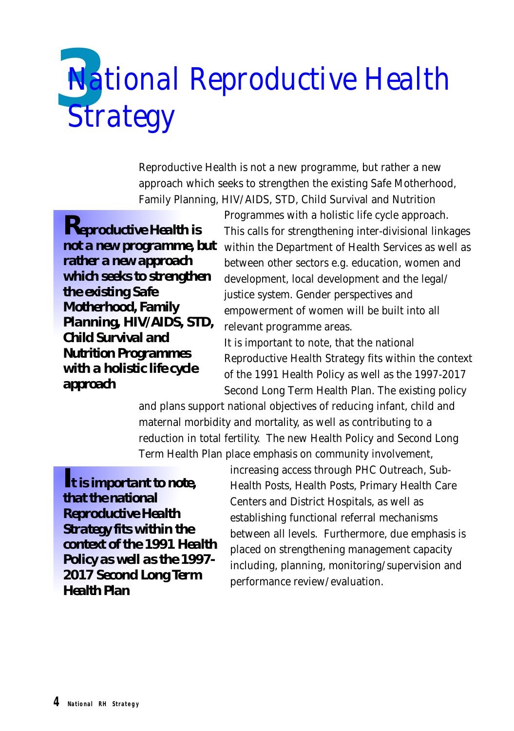# 3 National Reproductive Health Strategy

Reproductive Health is not a new programme, but rather a new approach which seeks to strengthen the existing Safe Motherhood, Family Planning, HIV/AIDS, STD, Child Survival and Nutrition Programmes with a holistic life cycle approach. This calls for strengthening inter-divisional linkages within the Department of Health Services as well as between other sectors e.g. education, women and development, local development and the legal/ justice system. Gender perspectives and empowerment of women will be built into all relevant programme areas.

> **Reproductive Health is not a new programme, but rather a new approach which seeks to strengthen the existing Safe Motherhood, Family Planning, HIV/AIDS, STD, Child Survival and Nutrition Programmes with a holistic life cycle approach**

It is important to note, that the national Reproductive Health Strategy fits within the context of the 1991 Health Policy as well as the 1997-2017 Second Long Term Health Plan. The existing policy and plans support national objectives of reducing infant, child and maternal morbidity and mortality, as well as contributing to a reduction in total fertility. The new Health Policy and Second Long Term Health Plan place emphasis on community involvement, increasing access through PHC Outreach, Sub-Health Posts, Health Posts, Primary Health Care Centers and District Hospitals, as well as establishing functional referral mechanisms between all levels. Furthermore, due emphasis is placed on strengthening management capacity including, planning, monitoring/supervision and performance review/evaluation.

> **It is important to note, that the national Reproductive Health Strategy fits within the context of the 1991 Health Policy as well as the 1997-2017 Second Long Term Health Plan**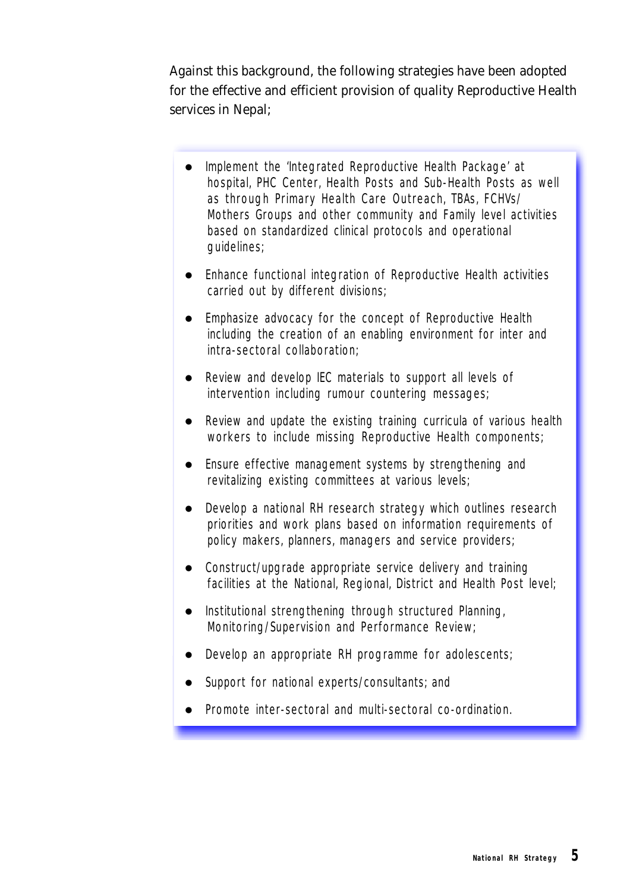Against this background, the following strategies have been adopted for the effective and efficient provision of quality Reproductive Health services in Nepal;

- Implement the 'Integrated Reproductive Health Package' at hospital, PHC Center, Health Posts and Sub-Health Posts as well as through Primary Health Care Outreach, TBAs, FCHVs/ Mothers Groups and other community and Family level activities based on standardized clinical protocols and operational guidelines;
- Enhance functional integration of Reproductive Health activities carried out by different divisions;
- Emphasize advocacy for the concept of Reproductive Health including the creation of an enabling environment for inter and intra-sectoral collaboration;
- Review and develop IEC materials to support all levels of intervention including rumour countering messages;
- Review and update the existing training curricula of various health workers to include missing Reproductive Health components;
- Ensure effective management systems by strengthening and revitalizing existing committees at various levels;
- Develop a national RH research strategy which outlines research priorities and work plans based on information requirements of policy makers, planners, managers and service providers;
- Construct/upgrade appropriate service delivery and training facilities at the National, Regional, District and Health Post level;
- Institutional strengthening through structured Planning, Monitoring/Supervision and Performance Review;
- Develop an appropriate RH programme for adolescents;
- Support for national experts/consultants; and
- Promote inter-sectoral and multi-sectoral co-ordination.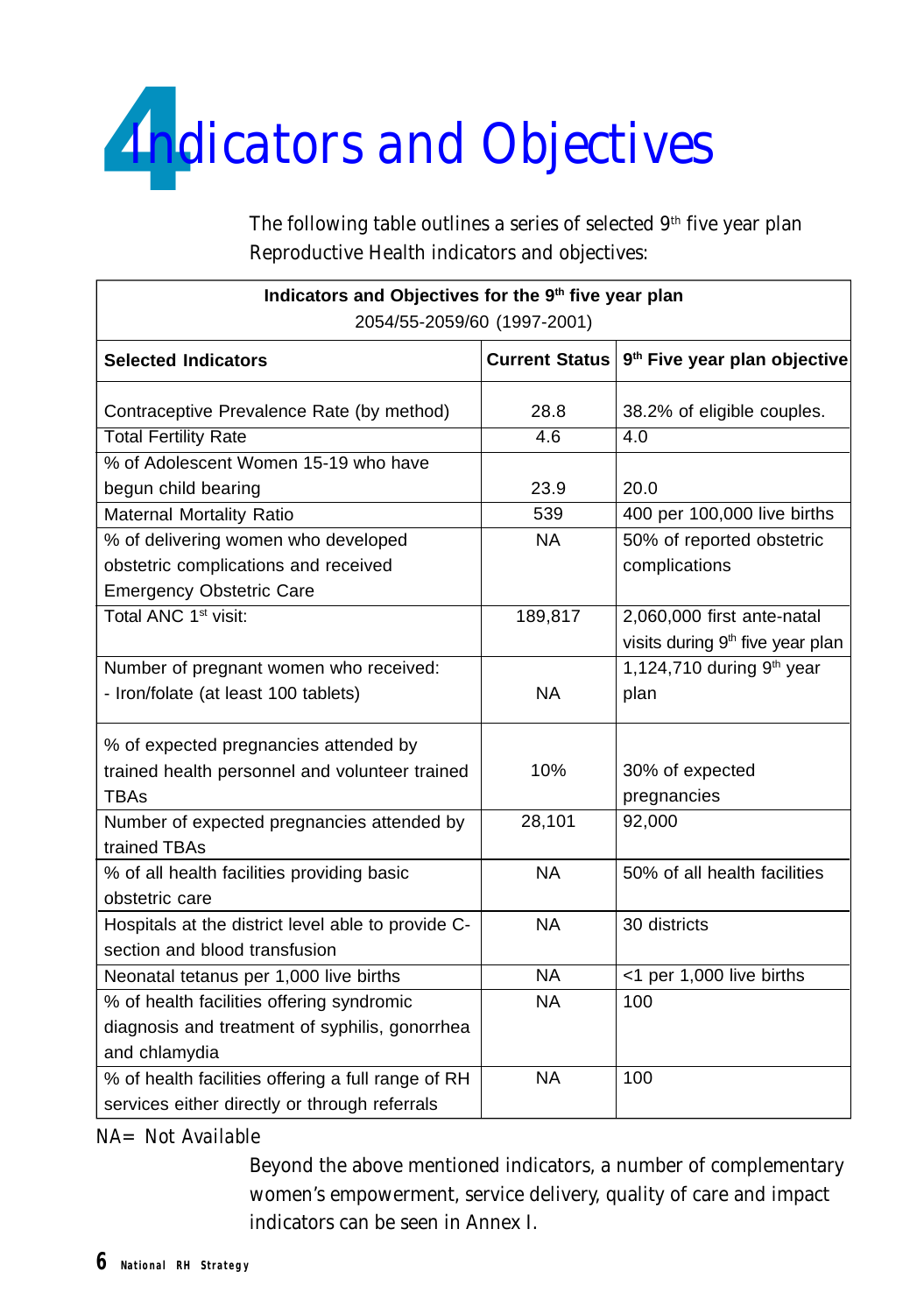# 4 Indicators and Objectives

The following table outlines a series of selected 9th five year plan Reproductive Health indicators and objectives:

| Indicators and Objectives for the 9th five year plan 2054/55-2059/60 (1997-2001) | | |
|---|---|---|
| **Selected Indicators** | **Current Status** | **9th Five year plan objective** |
| Contraceptive Prevalence Rate (by method) | 28.8 | 38.2% of eligible couples. |
| Total Fertility Rate | 4.6 | 4.0 |
| % of Adolescent Women 15-19 who have begun child bearing | 23.9 | 20.0 |
| Maternal Mortality Ratio | 539 | 400 per 100,000 live births |
| % of delivering women who developed obstetric complications and received Emergency Obstetric Care | NA | 50% of reported obstetric complications |
| Total ANC 1st visit: | 189,817 | 2,060,000 first ante-natal visits during 9th five year plan |
| Number of pregnant women who received: - Iron/folate (at least 100 tablets) | NA | 1,124,710 during 9th year plan |
| % of expected pregnancies attended by trained health personnel and volunteer trained TBAs | 10% | 30% of expected pregnancies |
| Number of expected pregnancies attended by trained TBAs | 28,101 | 92,000 |
| % of all health facilities providing basic obstetric care | NA | 50% of all health facilities |
| Hospitals at the district level able to provide C-section and blood transfusion | NA | 30 districts |
| Neonatal tetanus per 1,000 live births | NA | <1 per 1,000 live births |
| % of health facilities offering syndromic diagnosis and treatment of syphilis, gonorrhea and chlamydia | NA | 100 |
| % of health facilities offering a full range of RH services either directly or through referrals | NA | 100 |

NA= Not Available

Beyond the above mentioned indicators, a number of complementary women's empowerment, service delivery, quality of care and impact indicators can be seen in Annex I.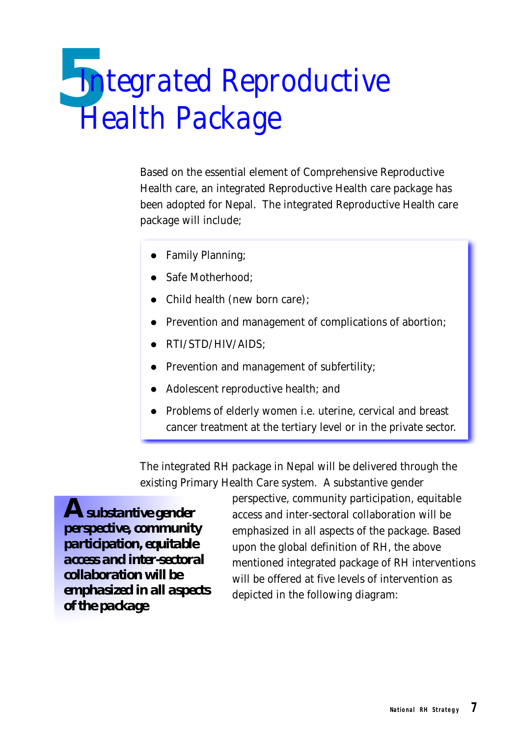# 5 Integrated Reproductive Health Package

Based on the essential element of Comprehensive Reproductive Health care, an integrated Reproductive Health care package has been adopted for Nepal. The integrated Reproductive Health care package will include;

- Family Planning;
- Safe Motherhood;
- Child health (new born care);
- Prevention and management of complications of abortion;
- RTI/STD/HIV/AIDS;
- Prevention and management of subfertility;
- Adolescent reproductive health; and
- Problems of elderly women i.e. uterine, cervical and breast cancer treatment at the tertiary level or in the private sector.

The integrated RH package in Nepal will be delivered through the existing Primary Health Care system. A substantive gender perspective, community participation, equitable access and inter-sectoral collaboration will be emphasized in all aspects of the package. Based upon the global definition of RH, the above mentioned integrated package of RH interventions will be offered at five levels of intervention as depicted in the following diagram:

**A substantive gender perspective, community participation, equitable access and inter-sectoral collaboration will be emphasized in all aspects of the package**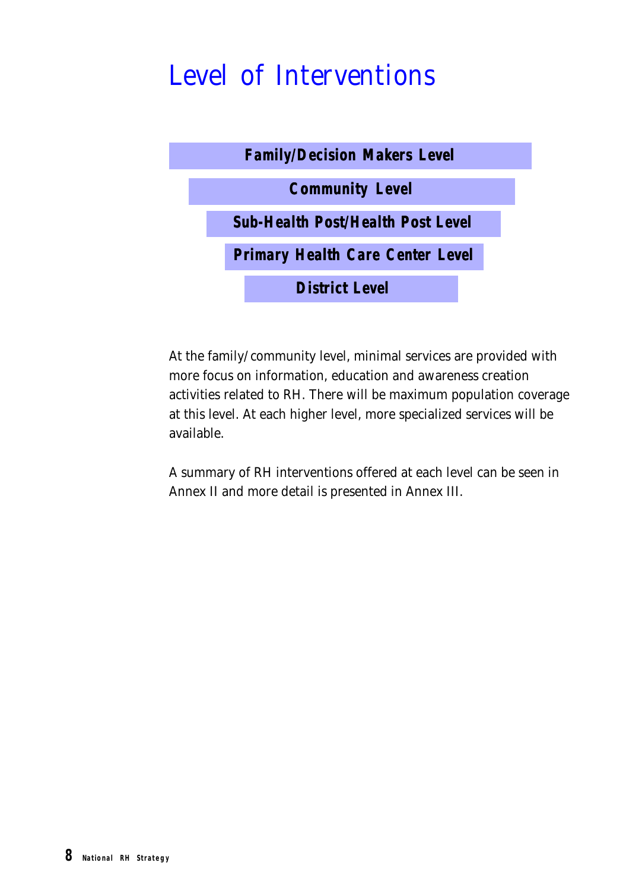# Level of Interventions

**Family/Decision Makers Level**

**Community Level**

**Sub-Health Post/Health Post Level**

**Primary Health Care Center Level**

**District Level**

At the family/community level, minimal services are provided with more focus on information, education and awareness creation activities related to RH. There will be maximum population coverage at this level. At each higher level, more specialized services will be available.

A summary of RH interventions offered at each level can be seen in Annex II and more detail is presented in Annex III.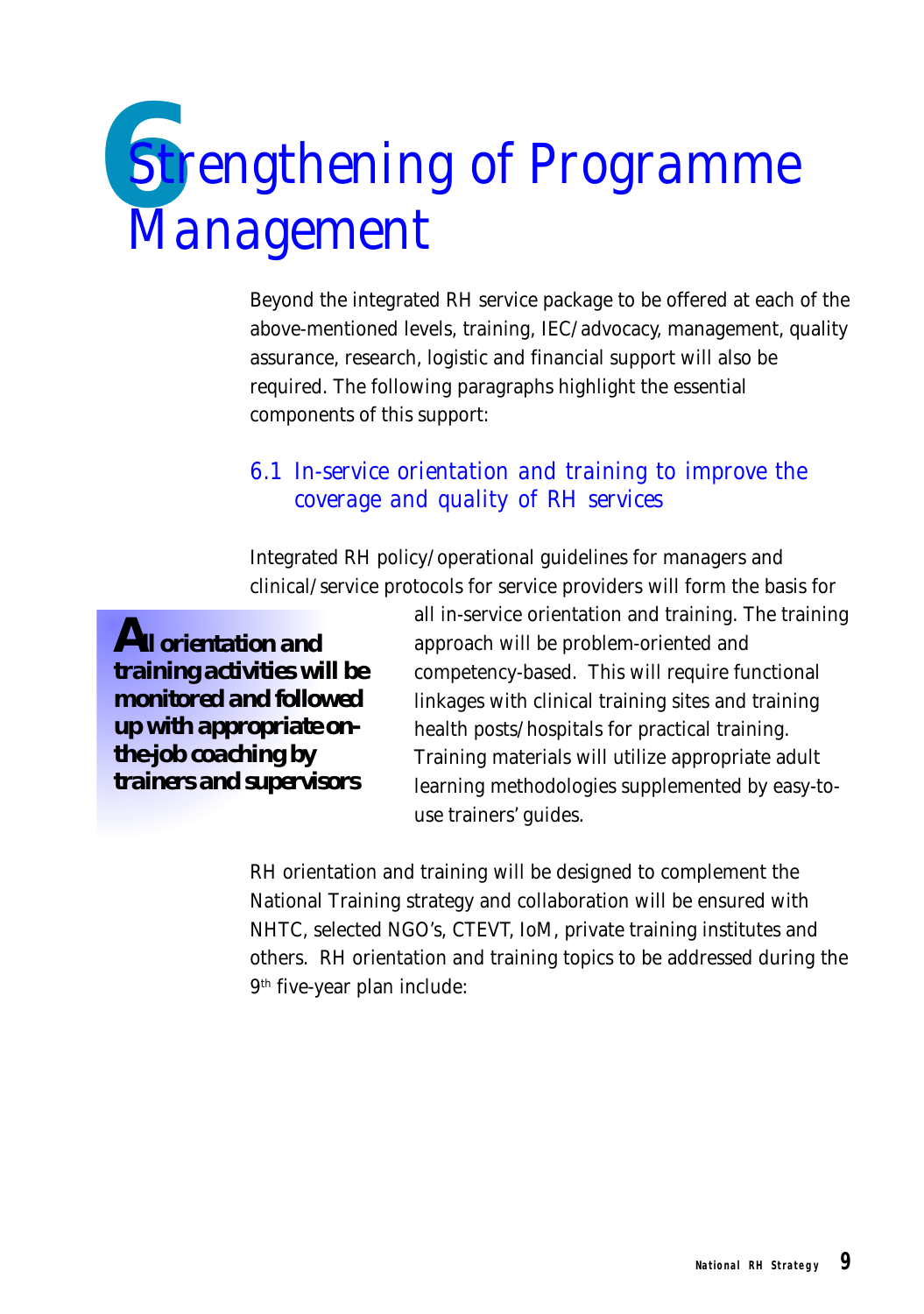# 6 Strengthening of Programme Management

Beyond the integrated RH service package to be offered at each of the above-mentioned levels, training, IEC/advocacy, management, quality assurance, research, logistic and financial support will also be required. The following paragraphs highlight the essential components of this support:

## 6.1 In-service orientation and training to improve the coverage and quality of RH services

Integrated RH policy/operational guidelines for managers and clinical/service protocols for service providers will form the basis for all in-service orientation and training. The training approach will be problem-oriented and competency-based. This will require functional linkages with clinical training sites and training health posts/hospitals for practical training. Training materials will utilize appropriate adult learning methodologies supplemented by easy-to-use trainers' guides.

**All orientation and training activities will be monitored and followed up with appropriate on-the-job coaching by trainers and supervisors**

RH orientation and training will be designed to complement the National Training strategy and collaboration will be ensured with NHTC, selected NGO's, CTEVT, IoM, private training institutes and others. RH orientation and training topics to be addressed during the 9th five-year plan include: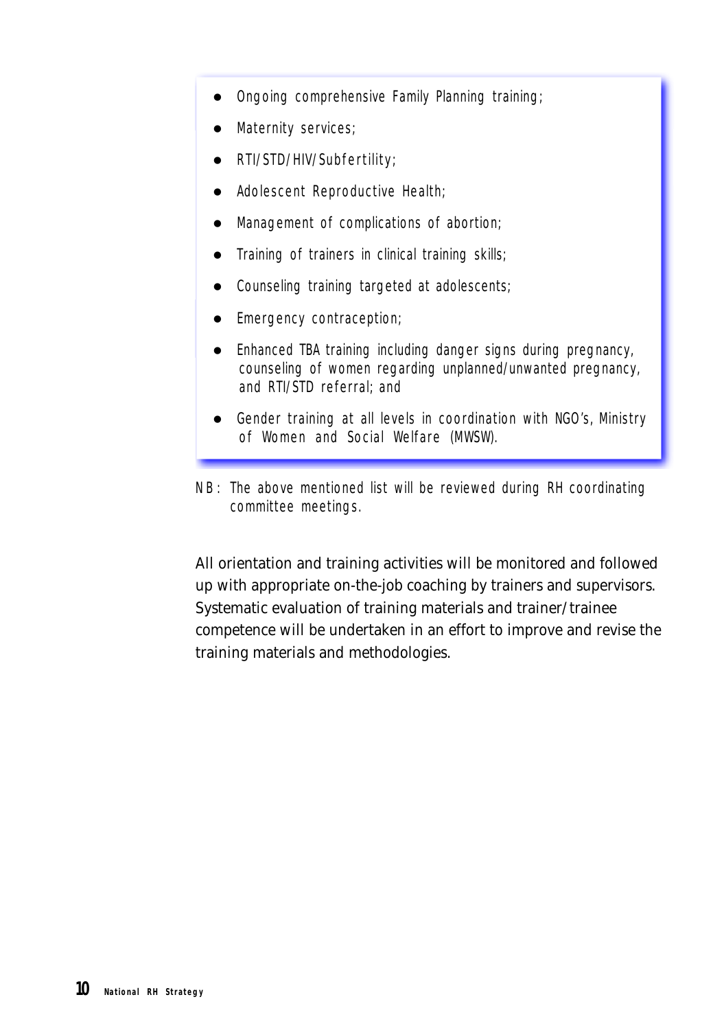- Ongoing comprehensive Family Planning training;
- Maternity services;
- RTI/STD/HIV/Subfertility;
- Adolescent Reproductive Health;
- Management of complications of abortion;
- Training of trainers in clinical training skills;
- Counseling training targeted at adolescents;
- Emergency contraception;
- Enhanced TBA training including danger signs during pregnancy, counseling of women regarding unplanned/unwanted pregnancy, and RTI/STD referral; and
- Gender training at all levels in coordination with NGO's, Ministry of Women and Social Welfare (MWSW).

NB: The above mentioned list will be reviewed during RH coordinating committee meetings.

All orientation and training activities will be monitored and followed up with appropriate on-the-job coaching by trainers and supervisors. Systematic evaluation of training materials and trainer/trainee competence will be undertaken in an effort to improve and revise the training materials and methodologies.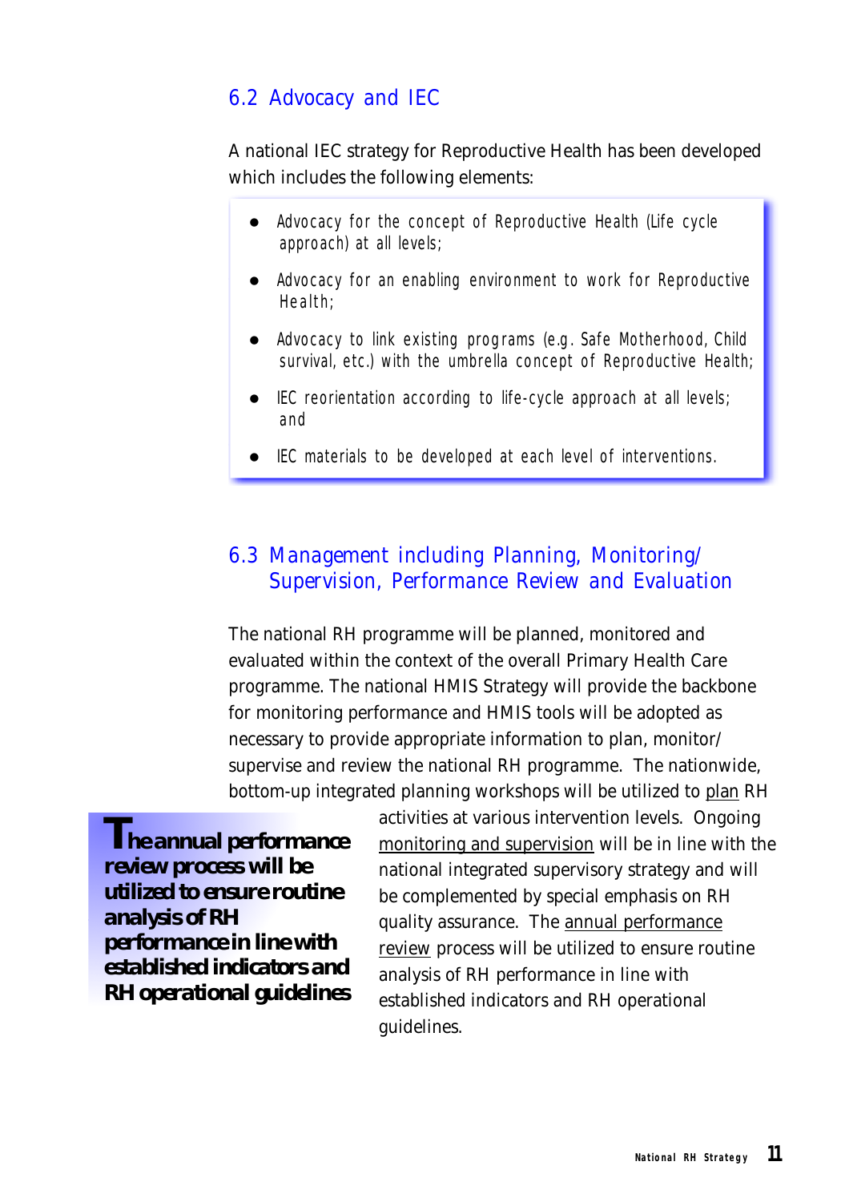## 6.2 Advocacy and IEC

A national IEC strategy for Reproductive Health has been developed which includes the following elements:

- Advocacy for the concept of Reproductive Health (Life cycle approach) at all levels;
- Advocacy for an enabling environment to work for Reproductive Health;
- Advocacy to link existing programs (e.g. Safe Motherhood, Child survival, etc.) with the umbrella concept of Reproductive Health;
- IEC reorientation according to life-cycle approach at all levels; and
- IEC materials to be developed at each level of interventions.

## 6.3 Management including Planning, Monitoring/ Supervision, Performance Review and Evaluation

The national RH programme will be planned, monitored and evaluated within the context of the overall Primary Health Care programme. The national HMIS Strategy will provide the backbone for monitoring performance and HMIS tools will be adopted as necessary to provide appropriate information to plan, monitor/ supervise and review the national RH programme. The nationwide, bottom-up integrated planning workshops will be utilized to plan RH activities at various intervention levels. Ongoing monitoring and supervision will be in line with the national integrated supervisory strategy and will be complemented by special emphasis on RH quality assurance. The annual performance review process will be utilized to ensure routine analysis of RH performance in line with established indicators and RH operational guidelines.

**The annual performance review process will be utilized to ensure routine analysis of RH performance in line with established indicators and RH operational guidelines**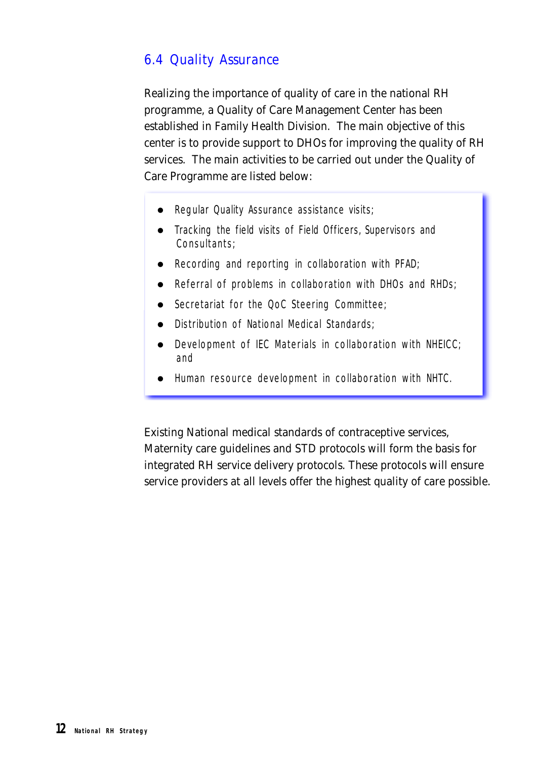## 6.4 Quality Assurance

Realizing the importance of quality of care in the national RH programme, a Quality of Care Management Center has been established in Family Health Division. The main objective of this center is to provide support to DHOs for improving the quality of RH services. The main activities to be carried out under the Quality of Care Programme are listed below:

- Regular Quality Assurance assistance visits;
- Tracking the field visits of Field Officers, Supervisors and Consultants;
- Recording and reporting in collaboration with PFAD;
- Referral of problems in collaboration with DHOs and RHDs;
- Secretariat for the QoC Steering Committee;
- Distribution of National Medical Standards;
- Development of IEC Materials in collaboration with NHEICC; and
- Human resource development in collaboration with NHTC.

Existing National medical standards of contraceptive services, Maternity care guidelines and STD protocols will form the basis for integrated RH service delivery protocols. These protocols will ensure service providers at all levels offer the highest quality of care possible.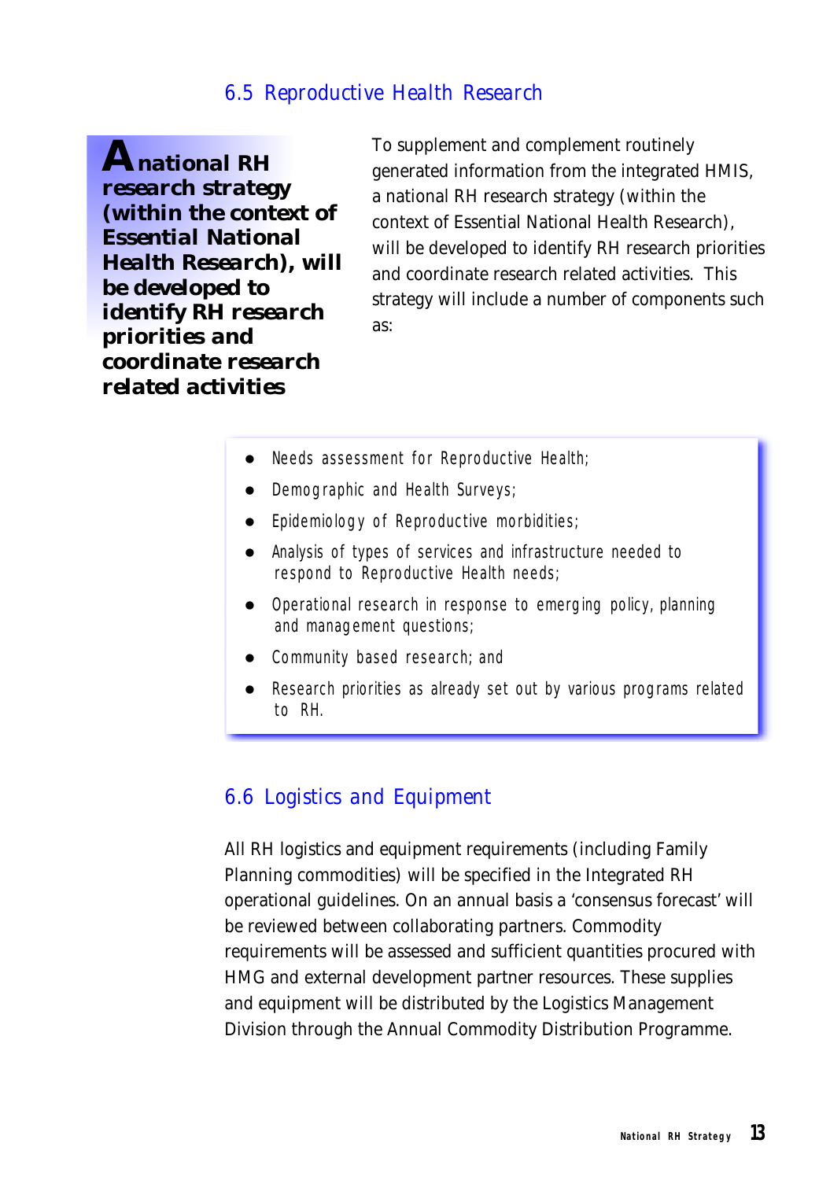## 6.5 Reproductive Health Research

**A national RH research strategy (within the context of Essential National Health Research), will be developed to identify RH research priorities and coordinate research related activities**

To supplement and complement routinely generated information from the integrated HMIS, a national RH research strategy (within the context of Essential National Health Research), will be developed to identify RH research priorities and coordinate research related activities. This strategy will include a number of components such as:

- Needs assessment for Reproductive Health;
- Demographic and Health Surveys;
- Epidemiology of Reproductive morbidities;
- Analysis of types of services and infrastructure needed to respond to Reproductive Health needs;
- Operational research in response to emerging policy, planning and management questions;
- Community based research; and
- Research priorities as already set out by various programs related to RH.

## 6.6 Logistics and Equipment

All RH logistics and equipment requirements (including Family Planning commodities) will be specified in the Integrated RH operational guidelines. On an annual basis a 'consensus forecast' will be reviewed between collaborating partners. Commodity requirements will be assessed and sufficient quantities procured with HMG and external development partner resources. These supplies and equipment will be distributed by the Logistics Management Division through the Annual Commodity Distribution Programme.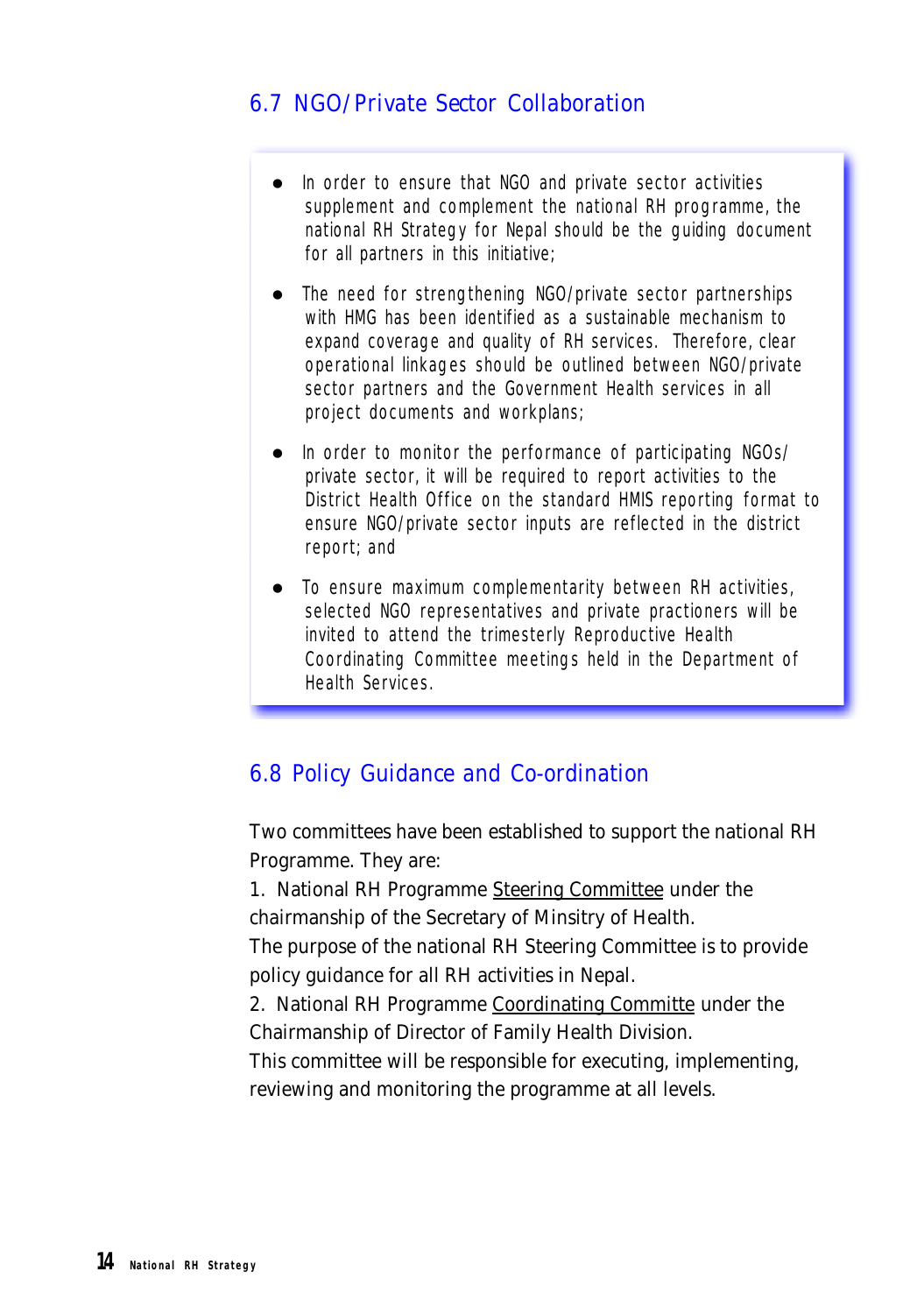## 6.7 NGO/Private Sector Collaboration

- In order to ensure that NGO and private sector activities supplement and complement the national RH programme, the national RH Strategy for Nepal should be the guiding document for all partners in this initiative;
- The need for strengthening NGO/private sector partnerships with HMG has been identified as a sustainable mechanism to expand coverage and quality of RH services. Therefore, clear operational linkages should be outlined between NGO/private sector partners and the Government Health services in all project documents and workplans;
- In order to monitor the performance of participating NGOs/ private sector, it will be required to report activities to the District Health Office on the standard HMIS reporting format to ensure NGO/private sector inputs are reflected in the district report; and
- To ensure maximum complementarity between RH activities, selected NGO representatives and private practioners will be invited to attend the trimesterly Reproductive Health Coordinating Committee meetings held in the Department of Health Services.

## 6.8 Policy Guidance and Co-ordination

Two committees have been established to support the national RH Programme. They are:

1. National RH Programme Steering Committee under the chairmanship of the Secretary of Minsitry of Health.

The purpose of the national RH Steering Committee is to provide policy guidance for all RH activities in Nepal.

2. National RH Programme Coordinating Committe under the Chairmanship of Director of Family Health Division.

This committee will be responsible for executing, implementing, reviewing and monitoring the programme at all levels.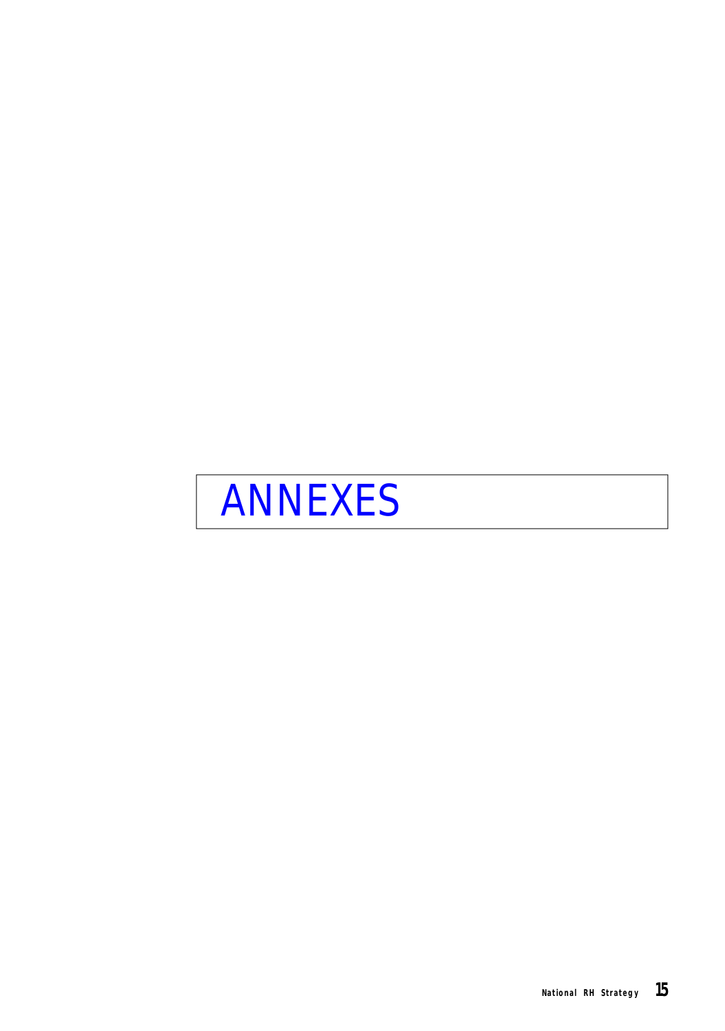# ANNEXES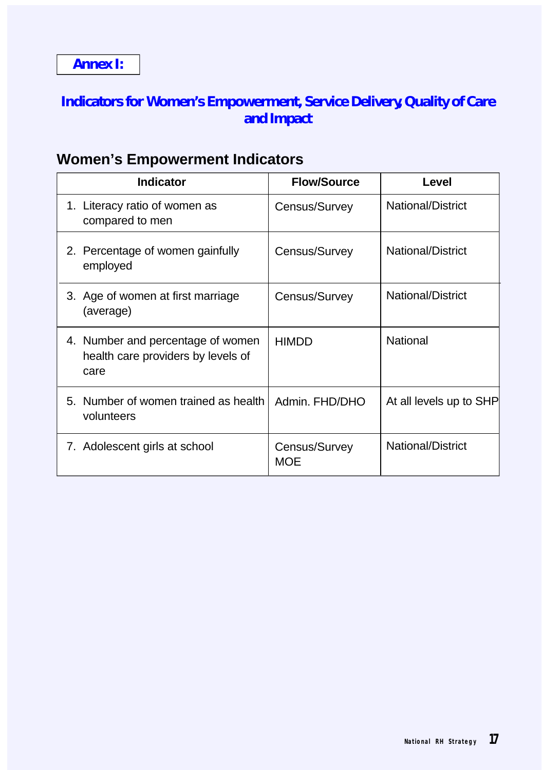**Annex I:**

## Indicators for Women's Empowerment, Service Delivery, Quality of Care and Impact

### Women's Empowerment Indicators

| Indicator | Flow/Source | Level |
|---|---|---|
| 1. Literacy ratio of women as compared to men | Census/Survey | National/District |
| 2. Percentage of women gainfully employed | Census/Survey | National/District |
| 3. Age of women at first marriage (average) | Census/Survey | National/District |
| 4. Number and percentage of women health care providers by levels of care | HIMDD | National |
| 5. Number of women trained as health volunteers | Admin. FHD/DHO | At all levels up to SHP |
| 7. Adolescent girls at school | Census/Survey MOE | National/District |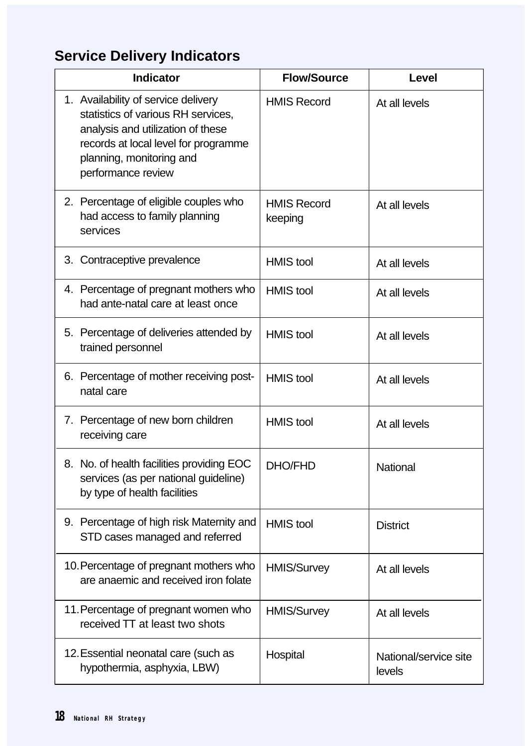## Service Delivery Indicators

| Indicator | Flow/Source | Level |
|---|---|---|
| 1. Availability of service delivery statistics of various RH services, analysis and utilization of these records at local level for programme planning, monitoring and performance review | HMIS Record | At all levels |
| 2. Percentage of eligible couples who had access to family planning services | HMIS Record keeping | At all levels |
| 3. Contraceptive prevalence | HMIS tool | At all levels |
| 4. Percentage of pregnant mothers who had ante-natal care at least once | HMIS tool | At all levels |
| 5. Percentage of deliveries attended by trained personnel | HMIS tool | At all levels |
| 6. Percentage of mother receiving post-natal care | HMIS tool | At all levels |
| 7. Percentage of new born children receiving care | HMIS tool | At all levels |
| 8. No. of health facilities providing EOC services (as per national guideline) by type of health facilities | DHO/FHD | National |
| 9. Percentage of high risk Maternity and STD cases managed and referred | HMIS tool | District |
| 10. Percentage of pregnant mothers who are anaemic and received iron folate | HMIS/Survey | At all levels |
| 11. Percentage of pregnant women who received TT at least two shots | HMIS/Survey | At all levels |
| 12. Essential neonatal care (such as hypothermia, asphyxia, LBW) | Hospital | National/service site levels |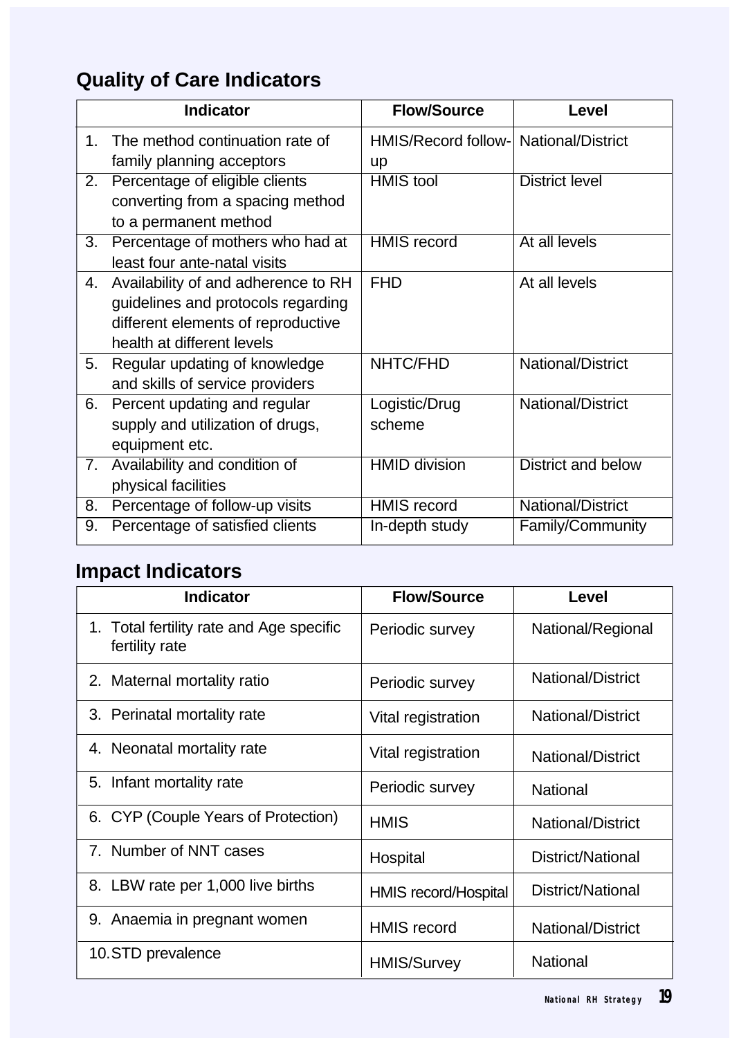## Quality of Care Indicators

| Indicator | Flow/Source | Level |
|---|---|---|
| 1. The method continuation rate of family planning acceptors | HMIS/Record follow-up | National/District |
| 2. Percentage of eligible clients converting from a spacing method to a permanent method | HMIS tool | District level |
| 3. Percentage of mothers who had at least four ante-natal visits | HMIS record | At all levels |
| 4. Availability of and adherence to RH guidelines and protocols regarding different elements of reproductive health at different levels | FHD | At all levels |
| 5. Regular updating of knowledge and skills of service providers | NHTC/FHD | National/District |
| 6. Percent updating and regular supply and utilization of drugs, equipment etc. | Logistic/Drug scheme | National/District |
| 7. Availability and condition of physical facilities | HMID division | District and below |
| 8. Percentage of follow-up visits | HMIS record | National/District |
| 9. Percentage of satisfied clients | In-depth study | Family/Community |

## Impact Indicators

| Indicator | Flow/Source | Level |
|---|---|---|
| 1. Total fertility rate and Age specific fertility rate | Periodic survey | National/Regional |
| 2. Maternal mortality ratio | Periodic survey | National/District |
| 3. Perinatal mortality rate | Vital registration | National/District |
| 4. Neonatal mortality rate | Vital registration | National/District |
| 5. Infant mortality rate | Periodic survey | National |
| 6. CYP (Couple Years of Protection) | HMIS | National/District |
| 7. Number of NNT cases | Hospital | District/National |
| 8. LBW rate per 1,000 live births | HMIS record/Hospital | District/National |
| 9. Anaemia in pregnant women | HMIS record | National/District |
| 10. STD prevalence | HMIS/Survey | National |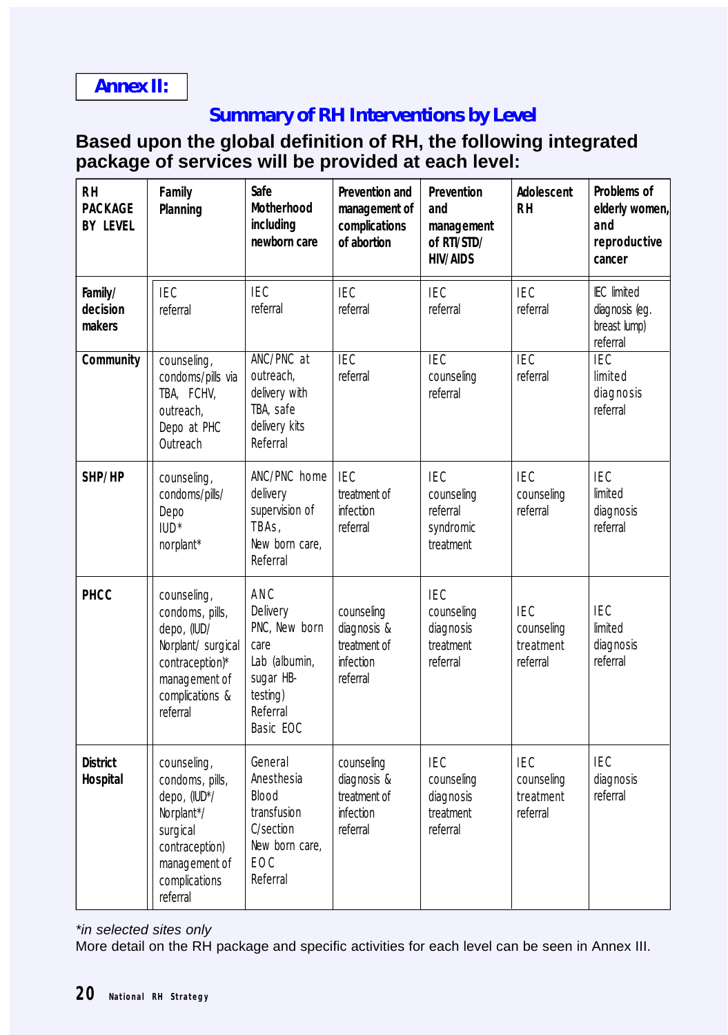**Annex II:**

## Summary of RH Interventions by Level

### Based upon the global definition of RH, the following integrated package of services will be provided at each level:

| RH PACKAGE BY LEVEL | Family Planning | Safe Motherhood including newborn care | Prevention and management of complications of abortion | Prevention and management of RTI/STD/ HIV/AIDS | Adolescent RH | Problems of elderly women, and reproductive cancer |
|---|---|---|---|---|---|---|
| Family/ decision makers | IEC referral | IEC referral | IEC referral | IEC referral | IEC referral | IEC limited diagnosis (eg. breast lump) referral |
| Community | counseling, condoms/pills via TBA, FCHV, outreach, Depo at PHC Outreach | ANC/PNC at outreach, delivery with TBA, safe delivery kits Referral | IEC referral | IEC counseling referral | IEC referral | IEC limited diagnosis referral |
| SHP/HP | counseling, condoms/pills/ Depo IUD* norplant* | ANC/PNC home delivery supervision of TBAs, New born care, Referral | IEC treatment of infection referral | IEC counseling referral syndromic treatment | IEC counseling referral | IEC limited diagnosis referral |
| PHCC | counseling, condoms, pills, depo, (IUD/ Norplant/ surgical contraception)* management of complications & referral | ANC Delivery PNC, New born care Lab (albumin, sugar HB-testing) Referral Basic EOC | counseling diagnosis & treatment of infection referral | IEC counseling diagnosis treatment referral | IEC counseling treatment referral | IEC limited diagnosis referral |
| District Hospital | counseling, condoms, pills, depo, (IUD*/ Norplant*/ surgical contraception) management of complications referral | General Anesthesia Blood transfusion C/section New born care, EOC Referral | counseling diagnosis & treatment of infection referral | IEC counseling diagnosis treatment referral | IEC counseling treatment referral | IEC diagnosis referral |

*\*in selected sites only*

More detail on the RH package and specific activities for each level can be seen in Annex III.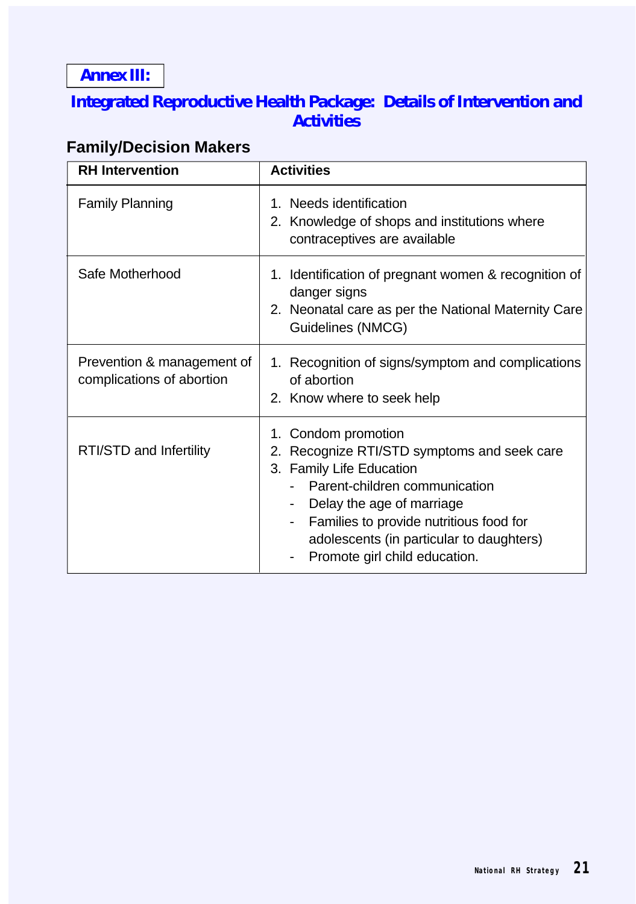**Annex III:**

## Integrated Reproductive Health Package: Details of Intervention and Activities

### Family/Decision Makers

| RH Intervention | Activities |
|---|---|
| Family Planning | 1. Needs identification<br>2. Knowledge of shops and institutions where contraceptives are available |
| Safe Motherhood | 1. Identification of pregnant women & recognition of danger signs<br>2. Neonatal care as per the National Maternity Care Guidelines (NMCG) |
| Prevention & management of complications of abortion | 1. Recognition of signs/symptom and complications of abortion<br>2. Know where to seek help |
| RTI/STD and Infertility | 1. Condom promotion<br>2. Recognize RTI/STD symptoms and seek care<br>3. Family Life Education<br>- Parent-children communication<br>- Delay the age of marriage<br>- Families to provide nutritious food for adolescents (in particular to daughters)<br>- Promote girl child education. |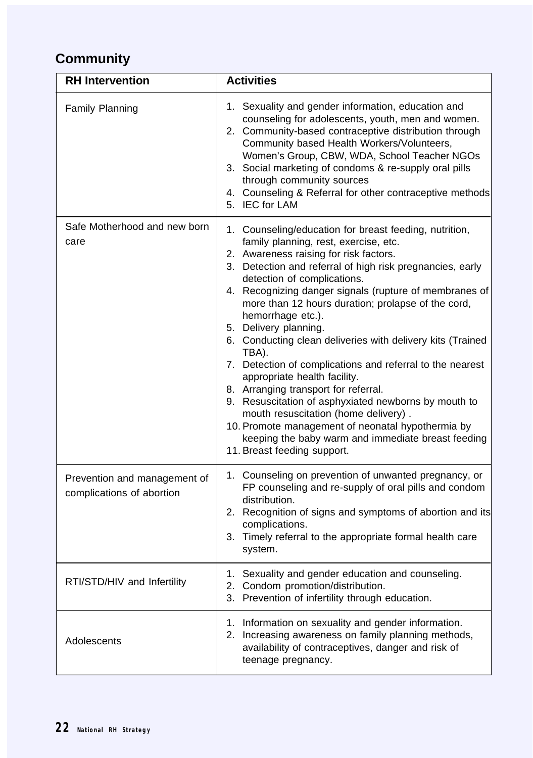## Community

| RH Intervention | Activities |
|---|---|
| Family Planning | 1. Sexuality and gender information, education and counseling for adolescents, youth, men and women.<br>2. Community-based contraceptive distribution through Community based Health Workers/Volunteers, Women's Group, CBW, WDA, School Teacher NGOs<br>3. Social marketing of condoms & re-supply oral pills through community sources<br>4. Counseling & Referral for other contraceptive methods<br>5. IEC for LAM |
| Safe Motherhood and new born care | 1. Counseling/education for breast feeding, nutrition, family planning, rest, exercise, etc.<br>2. Awareness raising for risk factors.<br>3. Detection and referral of high risk pregnancies, early detection of complications.<br>4. Recognizing danger signals (rupture of membranes of more than 12 hours duration; prolapse of the cord, hemorrhage etc.).<br>5. Delivery planning.<br>6. Conducting clean deliveries with delivery kits (Trained TBA).<br>7. Detection of complications and referral to the nearest appropriate health facility.<br>8. Arranging transport for referral.<br>9. Resuscitation of asphyxiated newborns by mouth to mouth resuscitation (home delivery) .<br>10. Promote management of neonatal hypothermia by keeping the baby warm and immediate breast feeding<br>11. Breast feeding support. |
| Prevention and management of complications of abortion | 1. Counseling on prevention of unwanted pregnancy, or FP counseling and re-supply of oral pills and condom distribution.<br>2. Recognition of signs and symptoms of abortion and its complications.<br>3. Timely referral to the appropriate formal health care system. |
| RTI/STD/HIV and Infertility | 1. Sexuality and gender education and counseling.<br>2. Condom promotion/distribution.<br>3. Prevention of infertility through education. |
| Adolescents | 1. Information on sexuality and gender information.<br>2. Increasing awareness on family planning methods, availability of contraceptives, danger and risk of teenage pregnancy. |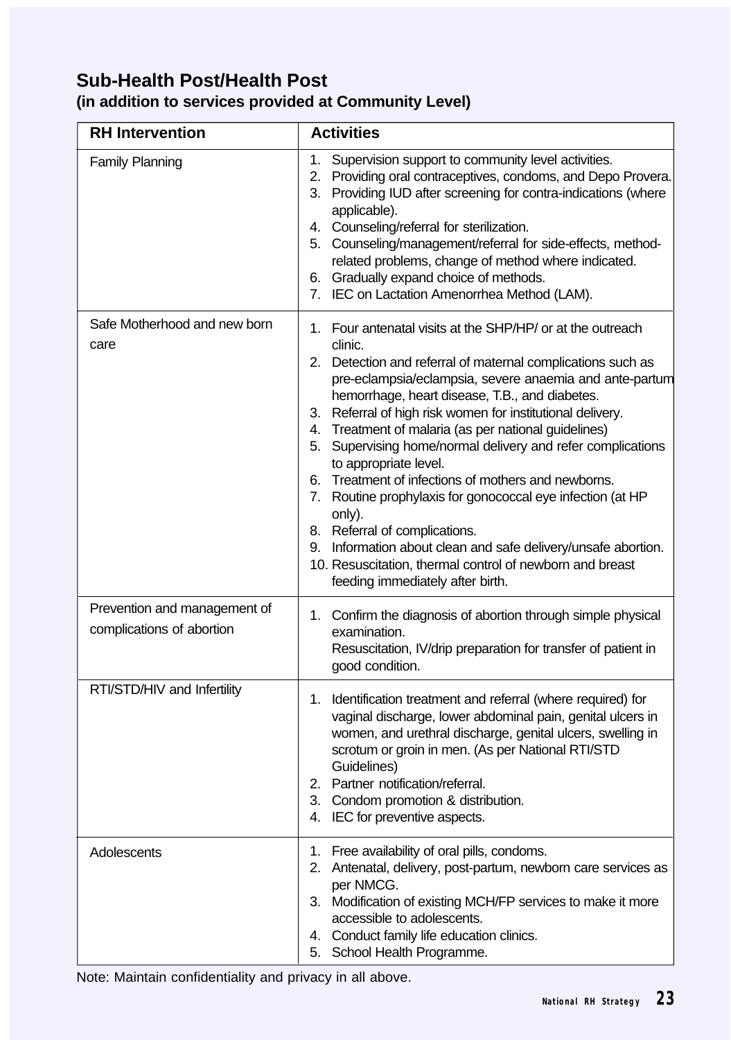## Sub-Health Post/Health Post

**(in addition to services provided at Community Level)**

| RH Intervention | Activities |
|---|---|
| Family Planning | 1. Supervision support to community level activities.<br>2. Providing oral contraceptives, condoms, and Depo Provera.<br>3. Providing IUD after screening for contra-indications (where applicable).<br>4. Counseling/referral for sterilization.<br>5. Counseling/management/referral for side-effects, method-related problems, change of method where indicated.<br>6. Gradually expand choice of methods.<br>7. IEC on Lactation Amenorrhea Method (LAM). |
| Safe Motherhood and new born care | 1. Four antenatal visits at the SHP/HP/ or at the outreach clinic.<br>2. Detection and referral of maternal complications such as pre-eclampsia/eclampsia, severe anaemia and ante-partum hemorrhage, heart disease, T.B., and diabetes.<br>3. Referral of high risk women for institutional delivery.<br>4. Treatment of malaria (as per national guidelines)<br>5. Supervising home/normal delivery and refer complications to appropriate level.<br>6. Treatment of infections of mothers and newborns.<br>7. Routine prophylaxis for gonococcal eye infection (at HP only).<br>8. Referral of complications.<br>9. Information about clean and safe delivery/unsafe abortion.<br>10. Resuscitation, thermal control of newborn and breast feeding immediately after birth. |
| Prevention and management of complications of abortion | 1. Confirm the diagnosis of abortion through simple physical examination.<br>Resuscitation, IV/drip preparation for transfer of patient in good condition. |
| RTI/STD/HIV and Infertility | 1. Identification treatment and referral (where required) for vaginal discharge, lower abdominal pain, genital ulcers in women, and urethral discharge, genital ulcers, swelling in scrotum or groin in men. (As per National RTI/STD Guidelines)<br>2. Partner notification/referral.<br>3. Condom promotion & distribution.<br>4. IEC for preventive aspects. |
| Adolescents | 1. Free availability of oral pills, condoms.<br>2. Antenatal, delivery, post-partum, newborn care services as per NMCG.<br>3. Modification of existing MCH/FP services to make it more accessible to adolescents.<br>4. Conduct family life education clinics.<br>5. School Health Programme. |

Note: Maintain confidentiality and privacy in all above.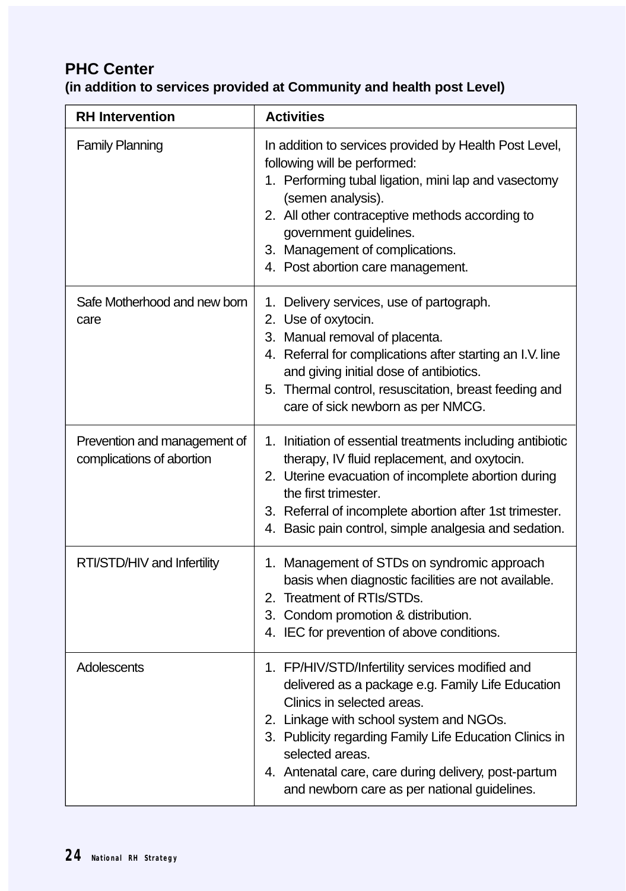**PHC Center**
**(in addition to services provided at Community and health post Level)**

| RH Intervention | Activities |
|---|---|
| Family Planning | In addition to services provided by Health Post Level, following will be performed:<br>1. Performing tubal ligation, mini lap and vasectomy (semen analysis).<br>2. All other contraceptive methods according to government guidelines.<br>3. Management of complications.<br>4. Post abortion care management. |
| Safe Motherhood and new born care | 1. Delivery services, use of partograph.<br>2. Use of oxytocin.<br>3. Manual removal of placenta.<br>4. Referral for complications after starting an I.V. line and giving initial dose of antibiotics.<br>5. Thermal control, resuscitation, breast feeding and care of sick newborn as per NMCG. |
| Prevention and management of complications of abortion | 1. Initiation of essential treatments including antibiotic therapy, IV fluid replacement, and oxytocin.<br>2. Uterine evacuation of incomplete abortion during the first trimester.<br>3. Referral of incomplete abortion after 1st trimester.<br>4. Basic pain control, simple analgesia and sedation. |
| RTI/STD/HIV and Infertility | 1. Management of STDs on syndromic approach basis when diagnostic facilities are not available.<br>2. Treatment of RTIs/STDs.<br>3. Condom promotion & distribution.<br>4. IEC for prevention of above conditions. |
| Adolescents | 1. FP/HIV/STD/Infertility services modified and delivered as a package e.g. Family Life Education Clinics in selected areas.<br>2. Linkage with school system and NGOs.<br>3. Publicity regarding Family Life Education Clinics in selected areas.<br>4. Antenatal care, care during delivery, post-partum and newborn care as per national guidelines. |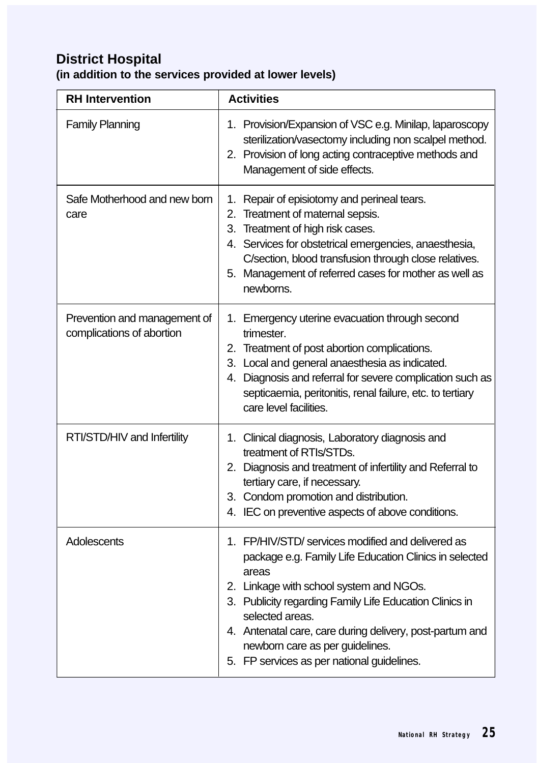## District Hospital

**(in addition to the services provided at lower levels)**

| RH Intervention | Activities |
|---|---|
| Family Planning | 1. Provision/Expansion of VSC e.g. Minilap, laparoscopy sterilization/vasectomy including non scalpel method.<br>2. Provision of long acting contraceptive methods and Management of side effects. |
| Safe Motherhood and new born care | 1. Repair of episiotomy and perineal tears.<br>2. Treatment of maternal sepsis.<br>3. Treatment of high risk cases.<br>4. Services for obstetrical emergencies, anaesthesia, C/section, blood transfusion through close relatives.<br>5. Management of referred cases for mother as well as newborns. |
| Prevention and management of complications of abortion | 1. Emergency uterine evacuation through second trimester.<br>2. Treatment of post abortion complications.<br>3. Local and general anaesthesia as indicated.<br>4. Diagnosis and referral for severe complication such as septicaemia, peritonitis, renal failure, etc. to tertiary care level facilities. |
| RTI/STD/HIV and Infertility | 1. Clinical diagnosis, Laboratory diagnosis and treatment of RTIs/STDs.<br>2. Diagnosis and treatment of infertility and Referral to tertiary care, if necessary.<br>3. Condom promotion and distribution.<br>4. IEC on preventive aspects of above conditions. |
| Adolescents | 1. FP/HIV/STD/ services modified and delivered as package e.g. Family Life Education Clinics in selected areas<br>2. Linkage with school system and NGOs.<br>3. Publicity regarding Family Life Education Clinics in selected areas.<br>4. Antenatal care, care during delivery, post-partum and newborn care as per guidelines.<br>5. FP services as per national guidelines. |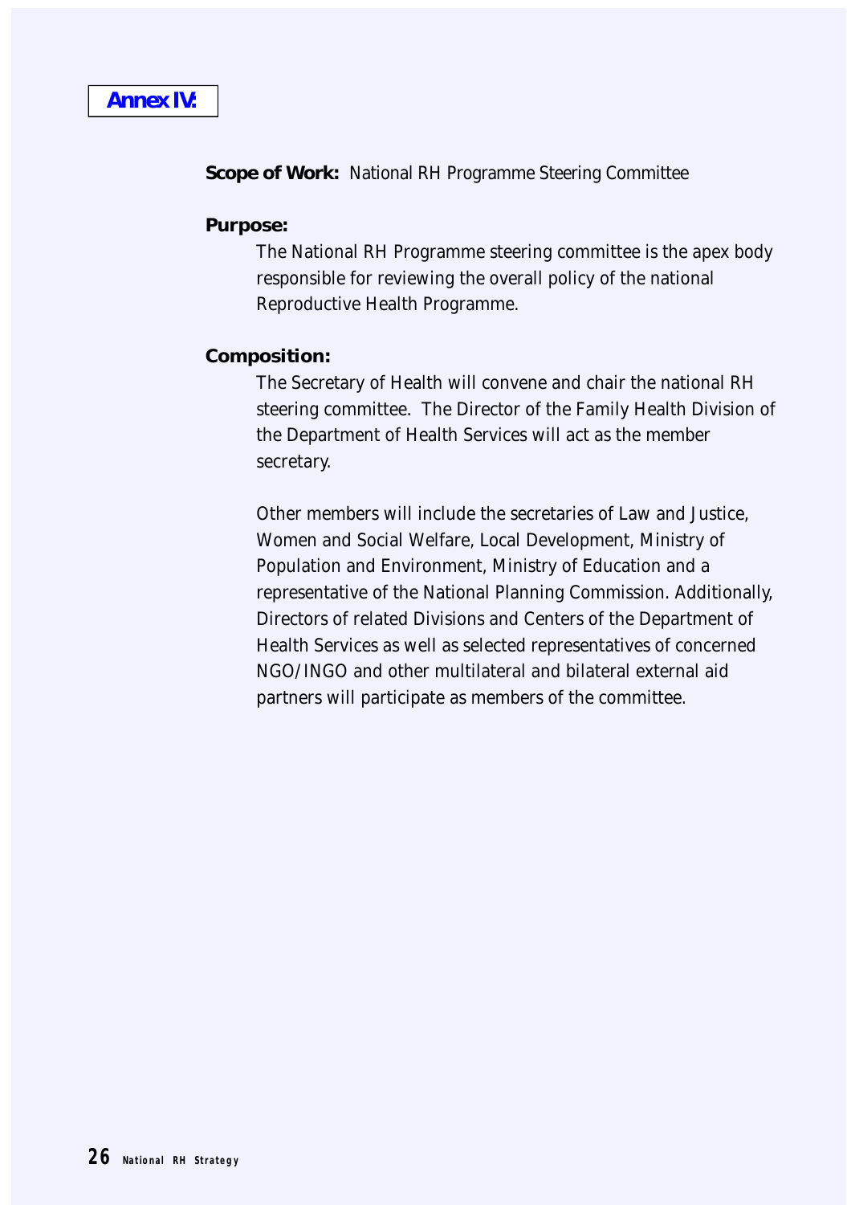## Annex IV:

**Scope of Work:** National RH Programme Steering Committee

**Purpose:**

The National RH Programme steering committee is the apex body responsible for reviewing the overall policy of the national Reproductive Health Programme.

**Composition:**

The Secretary of Health will convene and chair the national RH steering committee. The Director of the Family Health Division of the Department of Health Services will act as the member secretary.

Other members will include the secretaries of Law and Justice, Women and Social Welfare, Local Development, Ministry of Population and Environment, Ministry of Education and a representative of the National Planning Commission. Additionally, Directors of related Divisions and Centers of the Department of Health Services as well as selected representatives of concerned NGO/INGO and other multilateral and bilateral external aid partners will participate as members of the committee.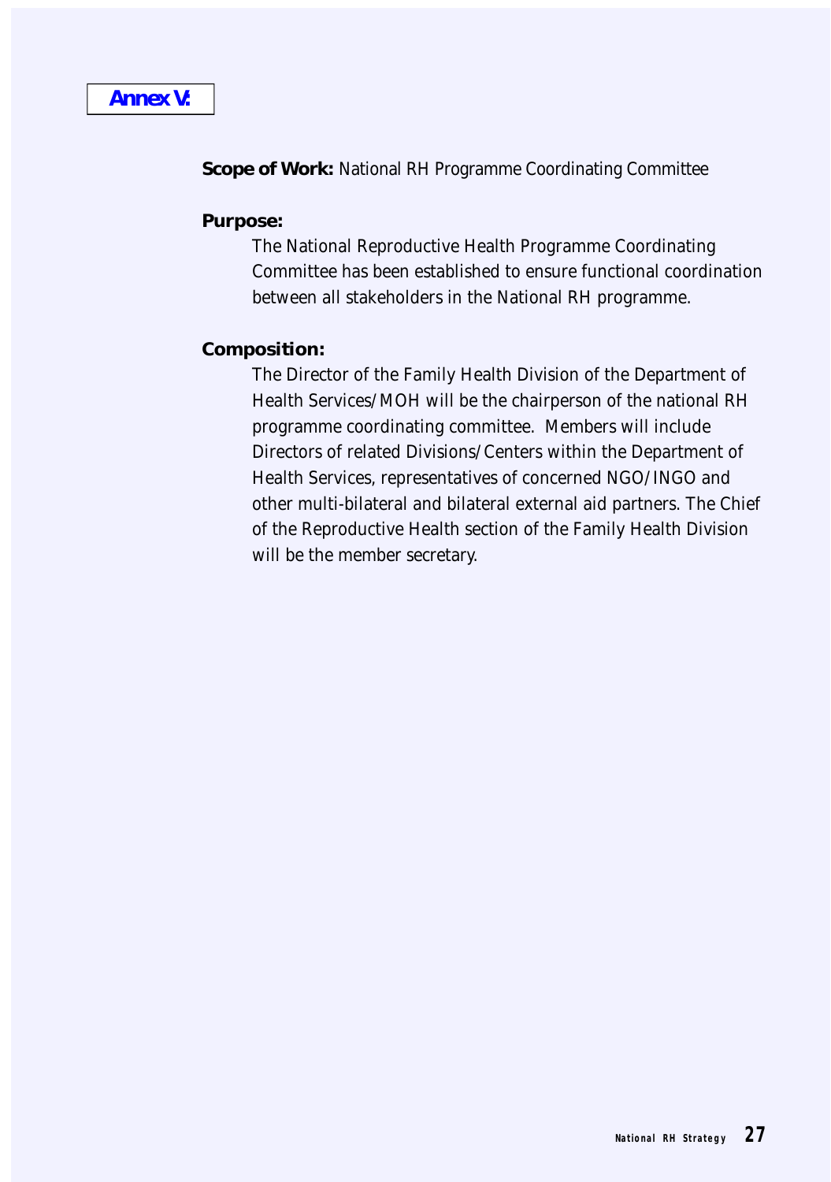## Annex V:

**Scope of Work:** National RH Programme Coordinating Committee

**Purpose:**

The National Reproductive Health Programme Coordinating Committee has been established to ensure functional coordination between all stakeholders in the National RH programme.

**Composition:**

The Director of the Family Health Division of the Department of Health Services/MOH will be the chairperson of the national RH programme coordinating committee. Members will include Directors of related Divisions/Centers within the Department of Health Services, representatives of concerned NGO/INGO and other multi-bilateral and bilateral external aid partners. The Chief of the Reproductive Health section of the Family Health Division will be the member secretary.